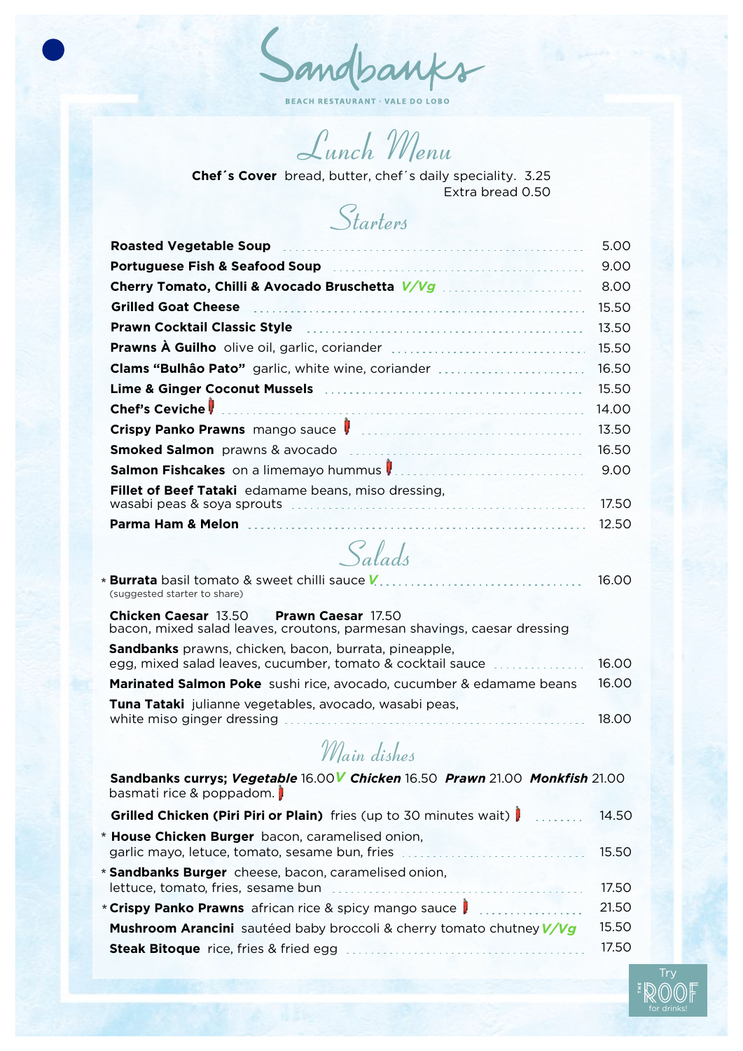# Sandbanks

BEACH RESTAURANT · VALE DO LOBO

## Lunch Menu

**Chef´s Cover** bread, butter, chef´s daily speciality. 3.25
Extra bread 0.50

### Starters

**Roasted Vegetable Soup** ........ 5.00

**Portuguese Fish & Seafood Soup** ........ 9.00

**Cherry Tomato, Chilli & Avocado Bruschetta** ***V/Vg*** ........ 8.00

**Grilled Goat Cheese** ........ 15.50

**Prawn Cocktail Classic Style** ........ 13.50

**Prawns À Guilho** olive oil, garlic, coriander ........ 15.50

**Clams "Bulhâo Pato"** garlic, white wine, coriander ........ 16.50

**Lime & Ginger Coconut Mussels** ........ 15.50

**Chef's Ceviche** ........ 14.00

**Crispy Panko Prawns** mango sauce ........ 13.50

**Smoked Salmon** prawns & avocado ........ 16.50

**Salmon Fishcakes** on a limemayo hummus ........ 9.00

**Fillet of Beef Tataki** edamame beans, miso dressing, wasabi peas & soya sprouts ........ 17.50

**Parma Ham & Melon** ........ 12.50

### Salads

* **Burrata** basil tomato & sweet chilli sauce ***V*** ........ 16.00
(suggested starter to share)

**Chicken Caesar** 13.50 **Prawn Caesar** 17.50
bacon, mixed salad leaves, croutons, parmesan shavings, caesar dressing

**Sandbanks** prawns, chicken, bacon, burrata, pineapple, egg, mixed salad leaves, cucumber, tomato & cocktail sauce ........ 16.00

**Marinated Salmon Poke** sushi rice, avocado, cucumber & edamame beans 16.00

**Tuna Tataki** julianne vegetables, avocado, wasabi peas, white miso ginger dressing ........ 18.00

### Main dishes

**Sandbanks currys;** ***Vegetable*** 16.00 ***V*** ***Chicken*** 16.50 ***Prawn*** 21.00 ***Monkfish*** 21.00
basmati rice & poppadom.

**Grilled Chicken (Piri Piri or Plain)** fries (up to 30 minutes wait) ........ 14.50

* **House Chicken Burger** bacon, caramelised onion, garlic mayo, letuce, tomato, sesame bun, fries ........ 15.50

* **Sandbanks Burger** cheese, bacon, caramelised onion, lettuce, tomato, fries, sesame bun ........ 17.50

* **Crispy Panko Prawns** african rice & spicy mango sauce ........ 21.50

**Mushroom Arancini** sautéed baby broccoli & cherry tomato chutney ***V/Vg*** 15.50

**Steak Bitoque** rice, fries & fried egg ........ 17.50

Try THE ROOF for drinks!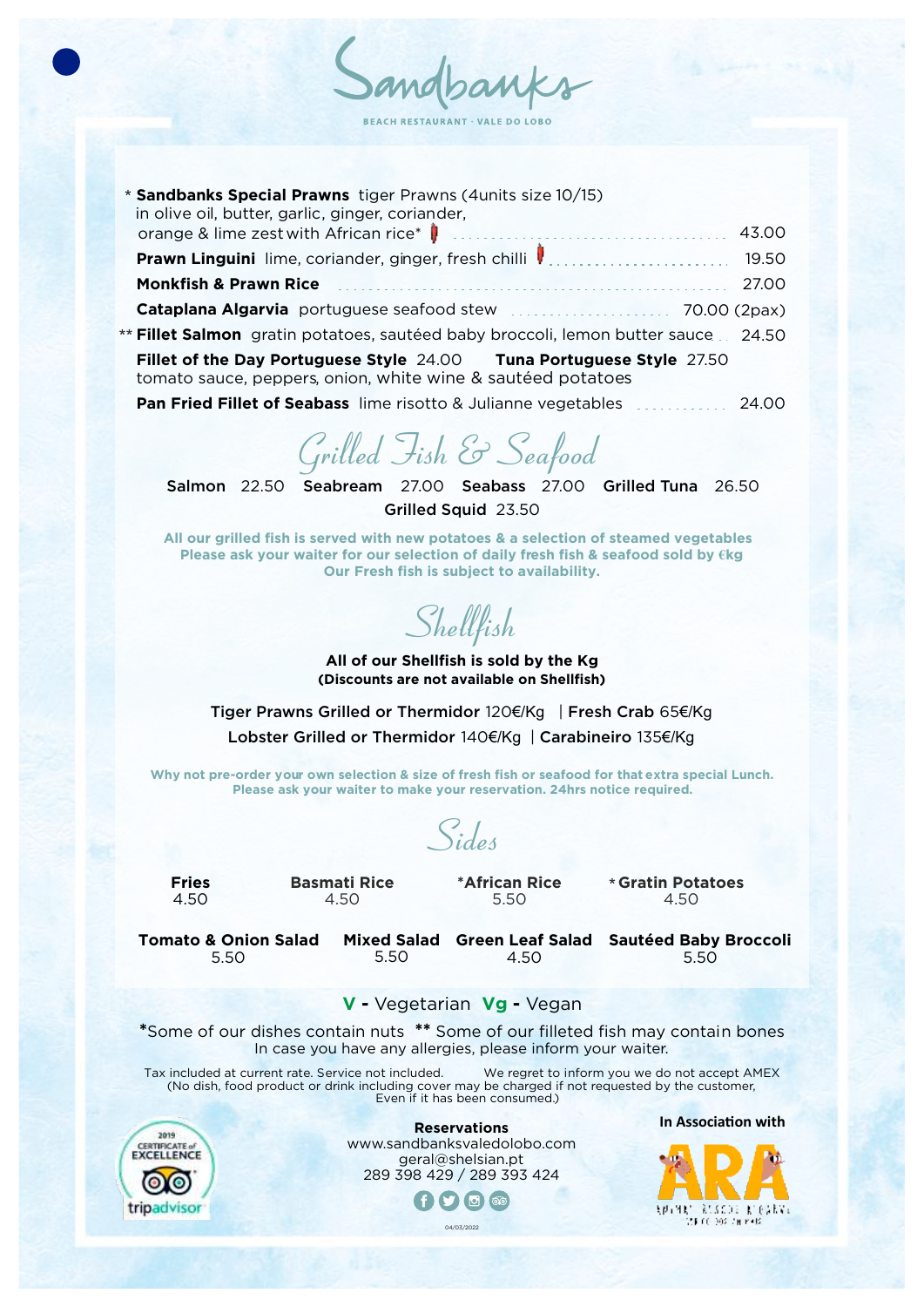# Sandbanks

BEACH RESTAURANT · VALE DO LOBO

\* **Sandbanks Special Prawns** tiger Prawns (4units size 10/15) in olive oil, butter, garlic, ginger, coriander, orange & lime zest with African rice* ........ 43.00

**Prawn Linguini** lime, coriander, ginger, fresh chilli ........ 19.50

**Monkfish & Prawn Rice** ........ 27.00

**Cataplana Algarvia** portuguese seafood stew ........ 70.00 (2pax)

\** **Fillet Salmon** gratin potatoes, sautéed baby broccoli, lemon butter sauce ........ 24.50

**Fillet of the Day Portuguese Style** 24.00 **Tuna Portuguese Style** 27.50
tomato sauce, peppers, onion, white wine & sautéed potatoes

**Pan Fried Fillet of Seabass** lime risotto & Julianne vegetables ........ 24.00

## Grilled Fish & Seafood

**Salmon** 22.50 **Seabream** 27.00 **Seabass** 27.00 **Grilled Tuna** 26.50
**Grilled Squid** 23.50

All our grilled fish is served with new potatoes & a selection of steamed vegetables
Please ask your waiter for our selection of daily fresh fish & seafood sold by €kg
Our Fresh fish is subject to availability.

## Shellfish

**All of our Shellfish is sold by the Kg**
**(Discounts are not available on Shellfish)**

**Tiger Prawns Grilled or Thermidor** 120€/Kg | **Fresh Crab** 65€/Kg
**Lobster Grilled or Thermidor** 140€/Kg | **Carabineiro** 135€/Kg

Why not pre-order your own selection & size of fresh fish or seafood for that extra special Lunch.
Please ask your waiter to make your reservation. 24hrs notice required.

## Sides

| | | | |
|---|---|---|---|
| **Fries** 4.50 | **Basmati Rice** 4.50 | ***African Rice** 5.50 | ***Gratin Potatoes** 4.50 |
| **Tomato & Onion Salad** 5.50 | **Mixed Salad** 5.50 | **Green Leaf Salad** 4.50 | **Sautéed Baby Broccoli** 5.50 |

**V** - Vegetarian **Vg** - Vegan

*Some of our dishes contain nuts ** Some of our filleted fish may contain bones
In case you have any allergies, please inform your waiter.

Tax included at current rate. Service not included. We regret to inform you we do not accept AMEX
(No dish, food product or drink including cover may be charged if not requested by the customer, Even if it has been consumed.)

2019 Certificate of Excellence tripadvisor

**Reservations**
www.sandbanksvaledolobo.com
geral@shelsian.pt
289 398 429 / 289 393 424

04/03/2022

**In Association with**
ARA